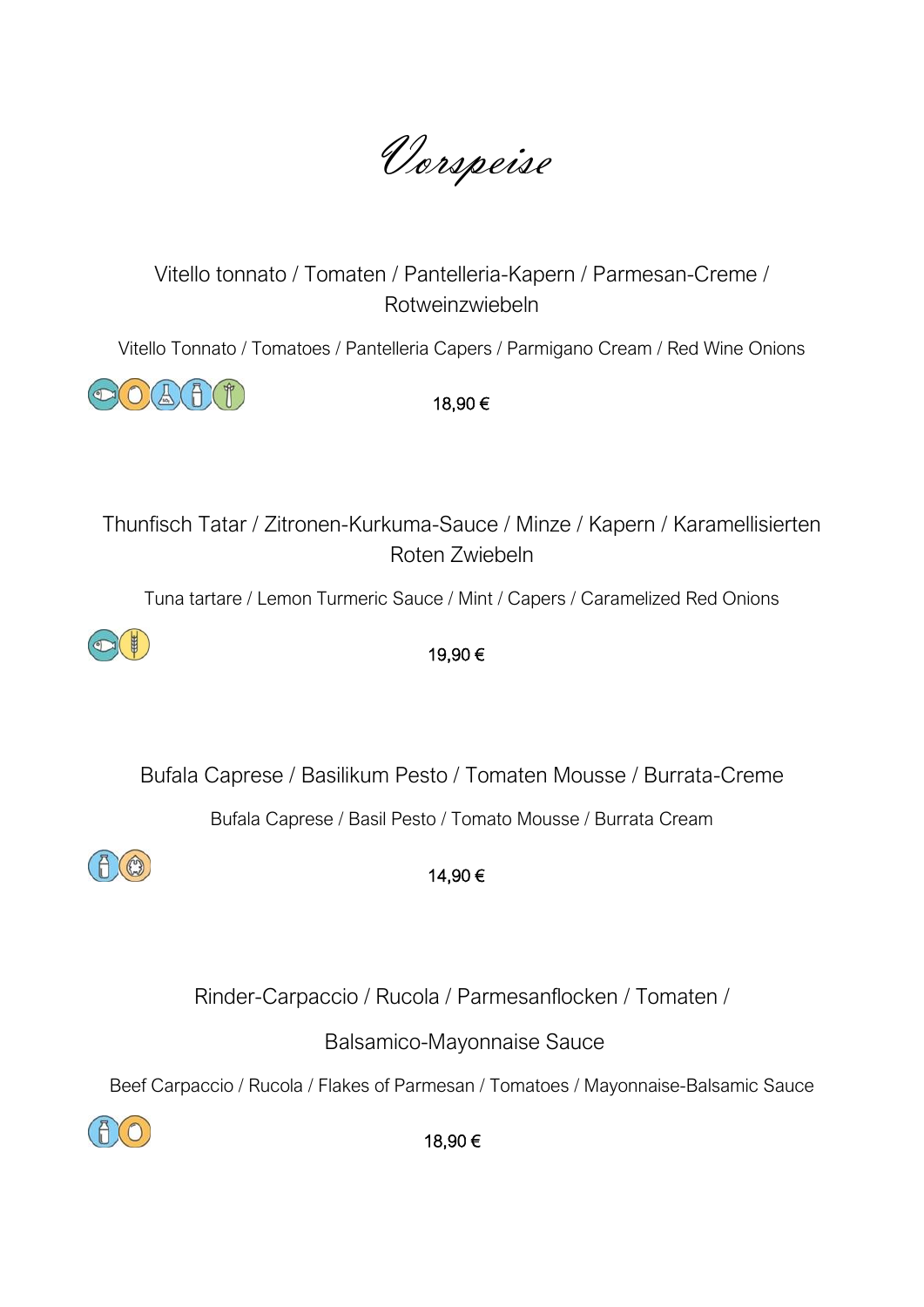# Vorspeise

Vitello tonnato / Tomaten / Pantelleria-Kapern / Parmesan-Creme / Rotweinzwiebeln

Vitello Tonnato / Tomatoes / Pantelleria Capers / Parmigano Cream / Red Wine Onions

18,90 €

Thunfisch Tatar / Zitronen-Kurkuma-Sauce / Minze / Kapern / Karamellisierten Roten Zwiebeln

Tuna tartare / Lemon Turmeric Sauce / Mint / Capers / Caramelized Red Onions

19,90 €

Bufala Caprese / Basilikum Pesto / Tomaten Mousse / Burrata-Creme

Bufala Caprese / Basil Pesto / Tomato Mousse / Burrata Cream

14,90 €

Rinder-Carpaccio / Rucola / Parmesanflocken / Tomaten /

Balsamico-Mayonnaise Sauce

Beef Carpaccio / Rucola / Flakes of Parmesan / Tomatoes / Mayonnaise-Balsamic Sauce

18,90 €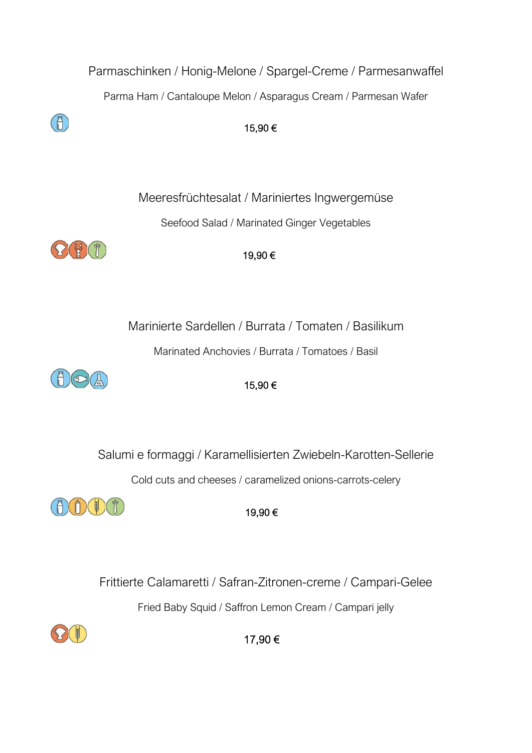Parmaschinken / Honig-Melone / Spargel-Creme / Parmesanwaffel

Parma Ham / Cantaloupe Melon / Asparagus Cream / Parmesan Wafer

15,90 €

Meeresfrüchtesalat / Mariniertes Ingwergemüse

Seefood Salad / Marinated Ginger Vegetables

19,90 €

Marinierte Sardellen / Burrata / Tomaten / Basilikum

Marinated Anchovies / Burrata / Tomatoes / Basil

15,90 €

Salumi e formaggi / Karamellisierten Zwiebeln-Karotten-Sellerie

Cold cuts and cheeses / caramelized onions-carrots-celery

19,90 €

Frittierte Calamaretti / Safran-Zitronen-creme / Campari-Gelee

Fried Baby Squid / Saffron Lemon Cream / Campari jelly

17,90 €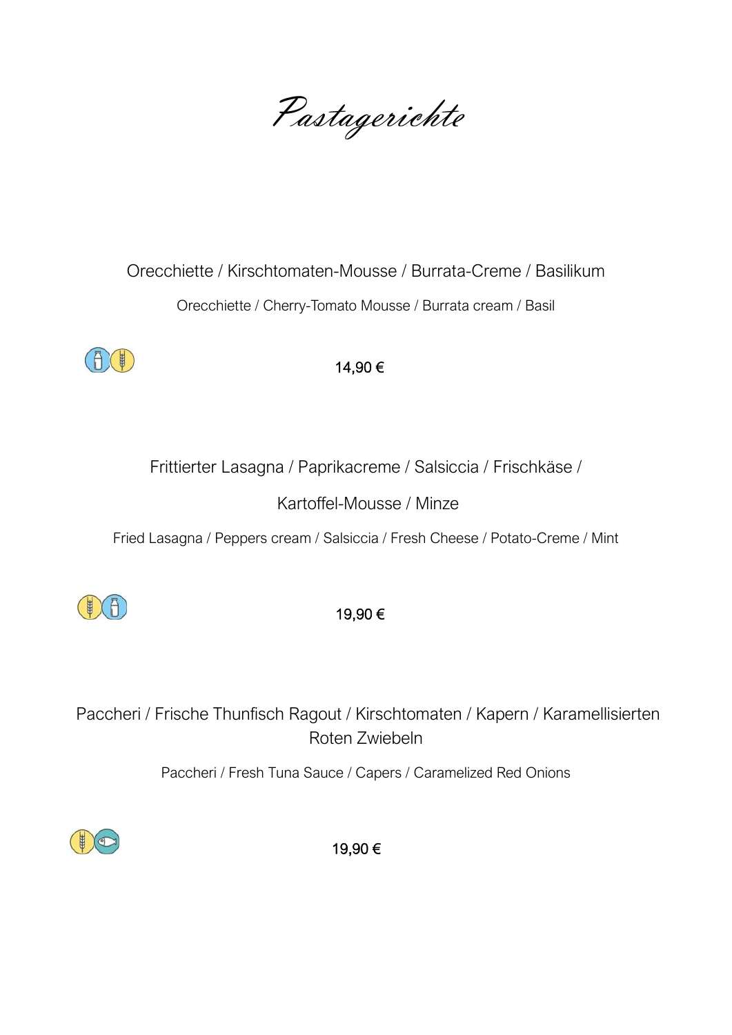# Pastagerichte

Orecchiette / Kirschtomaten-Mousse / Burrata-Creme / Basilikum

Orecchiette / Cherry-Tomato Mousse / Burrata cream / Basil

14,90 €

Frittierter Lasagna / Paprikacreme / Salsiccia / Frischkäse /

Kartoffel-Mousse / Minze

Fried Lasagna / Peppers cream / Salsiccia / Fresh Cheese / Potato-Creme / Mint

19,90 €

Paccheri / Frische Thunfisch Ragout / Kirschtomaten / Kapern / Karamellisierten Roten Zwiebeln

Paccheri / Fresh Tuna Sauce / Capers / Caramelized Red Onions

19,90 €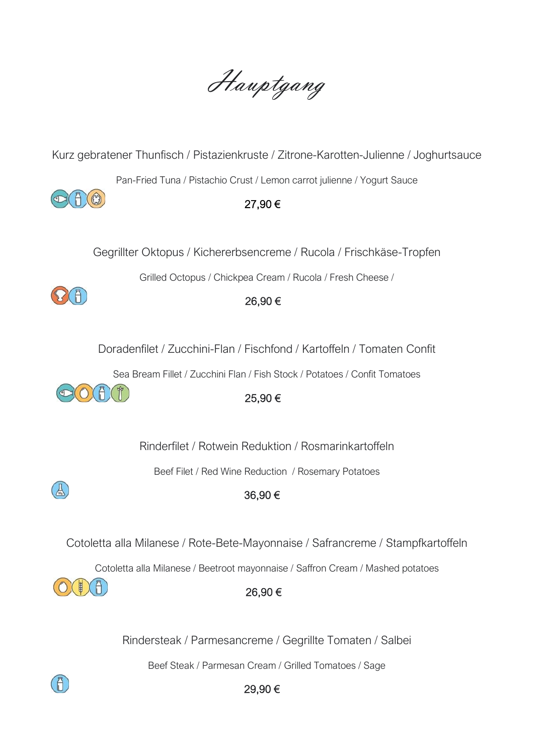# Hauptgang

Kurz gebratener Thunfisch / Pistazienkruste / Zitrone-Karotten-Julienne / Joghurtsauce

Pan-Fried Tuna / Pistachio Crust / Lemon carrot julienne / Yogurt Sauce

27,90 €

Gegrillter Oktopus / Kichererbsencreme / Rucola / Frischkäse-Tropfen

Grilled Octopus / Chickpea Cream / Rucola / Fresh Cheese /

26,90 €

Doradenfilet / Zucchini-Flan / Fischfond / Kartoffeln / Tomaten Confit

Sea Bream Fillet / Zucchini Flan / Fish Stock / Potatoes / Confit Tomatoes

25,90 €

Rinderfilet / Rotwein Reduktion / Rosmarinkartoffeln

Beef Filet / Red Wine Reduction / Rosemary Potatoes

36,90 €

Cotoletta alla Milanese / Rote-Bete-Mayonnaise / Safrancreme / Stampfkartoffeln

Cotoletta alla Milanese / Beetroot mayonnaise / Saffron Cream / Mashed potatoes

26,90 €

Rindersteak / Parmesancreme / Gegrillte Tomaten / Salbei

Beef Steak / Parmesan Cream / Grilled Tomatoes / Sage

29,90 €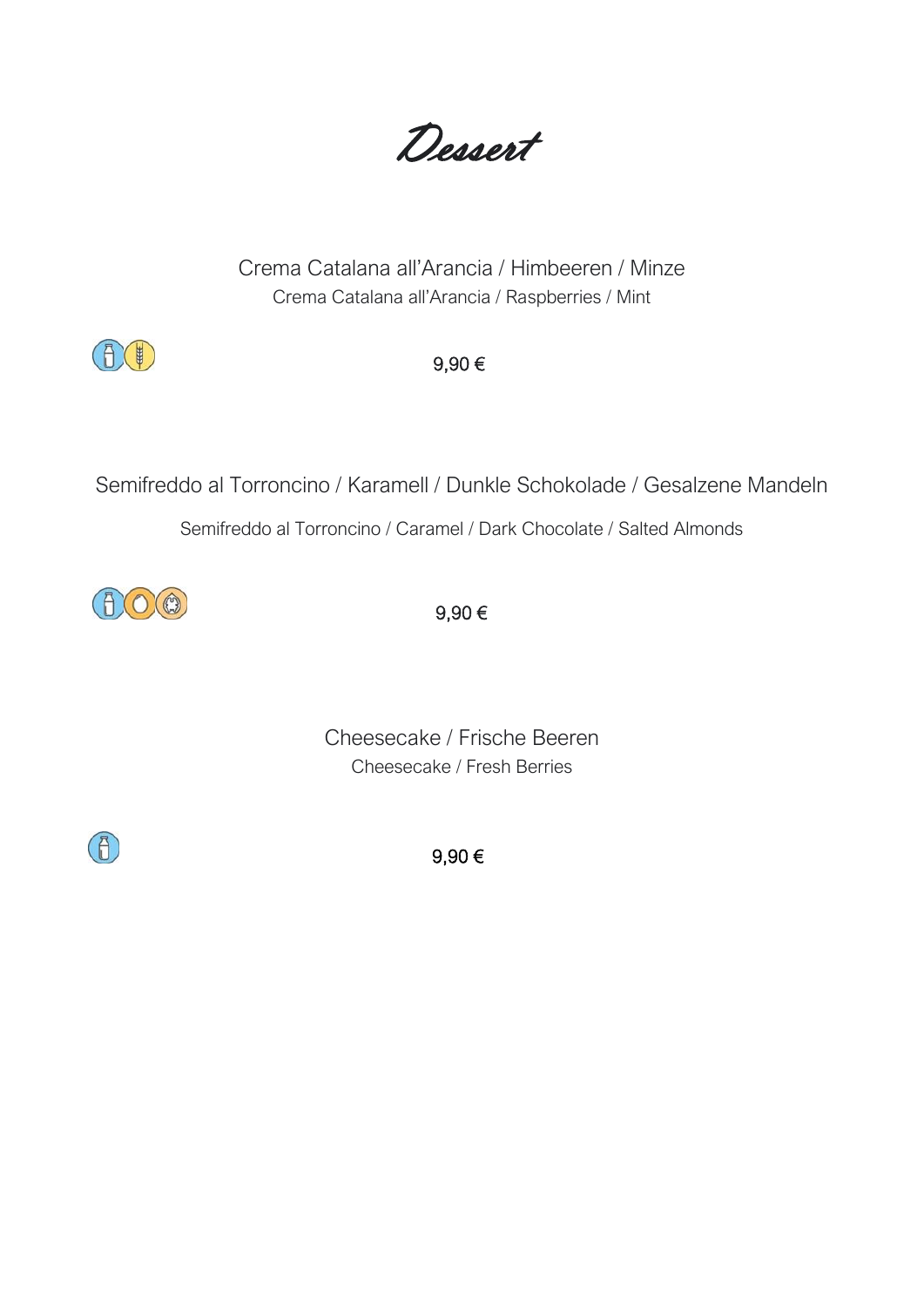# Dessert

Crema Catalana all'Arancia / Himbeeren / Minze

Crema Catalana all'Arancia / Raspberries / Mint

9,90 €

Semifreddo al Torroncino / Karamell / Dunkle Schokolade / Gesalzene Mandeln

Semifreddo al Torroncino / Caramel / Dark Chocolate / Salted Almonds

9,90 €

Cheesecake / Frische Beeren

Cheesecake / Fresh Berries

9,90 €